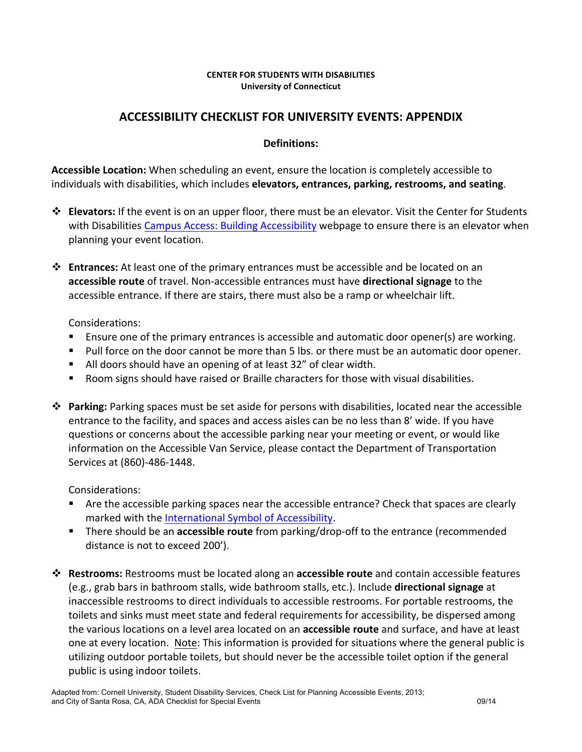**CENTER FOR STUDENTS WITH DISABILITIES**
**University of Connecticut**

# ACCESSIBILITY CHECKLIST FOR UNIVERSITY EVENTS: APPENDIX

## Definitions:

**Accessible Location:** When scheduling an event, ensure the location is completely accessible to individuals with disabilities, which includes **elevators, entrances, parking, restrooms, and seating**.

- **Elevators:** If the event is on an upper floor, there must be an elevator. Visit the Center for Students with Disabilities [Campus Access: Building Accessibility]() webpage to ensure there is an elevator when planning your event location.

- **Entrances:** At least one of the primary entrances must be accessible and be located on an **accessible route** of travel. Non-accessible entrances must have **directional signage** to the accessible entrance. If there are stairs, there must also be a ramp or wheelchair lift.

  Considerations:
  - Ensure one of the primary entrances is accessible and automatic door opener(s) are working.
  - Pull force on the door cannot be more than 5 lbs. or there must be an automatic door opener.
  - All doors should have an opening of at least 32" of clear width.
  - Room signs should have raised or Braille characters for those with visual disabilities.

- **Parking:** Parking spaces must be set aside for persons with disabilities, located near the accessible entrance to the facility, and spaces and access aisles can be no less than 8' wide. If you have questions or concerns about the accessible parking near your meeting or event, or would like information on the Accessible Van Service, please contact the Department of Transportation Services at (860)-486-1448.

  Considerations:
  - Are the accessible parking spaces near the accessible entrance? Check that spaces are clearly marked with the [International Symbol of Accessibility]().
  - There should be an **accessible route** from parking/drop-off to the entrance (recommended distance is not to exceed 200').

- **Restrooms:** Restrooms must be located along an **accessible route** and contain accessible features (e.g., grab bars in bathroom stalls, wide bathroom stalls, etc.). Include **directional signage** at inaccessible restrooms to direct individuals to accessible restrooms. For portable restrooms, the toilets and sinks must meet state and federal requirements for accessibility, be dispersed among the various locations on a level area located on an **accessible route** and surface, and have at least one at every location. Note: This information is provided for situations where the general public is utilizing outdoor portable toilets, but should never be the accessible toilet option if the general public is using indoor toilets.

Adapted from: Cornell University, Student Disability Services, Check List for Planning Accessible Events, 2013; and City of Santa Rosa, CA, ADA Checklist for Special Events 09/14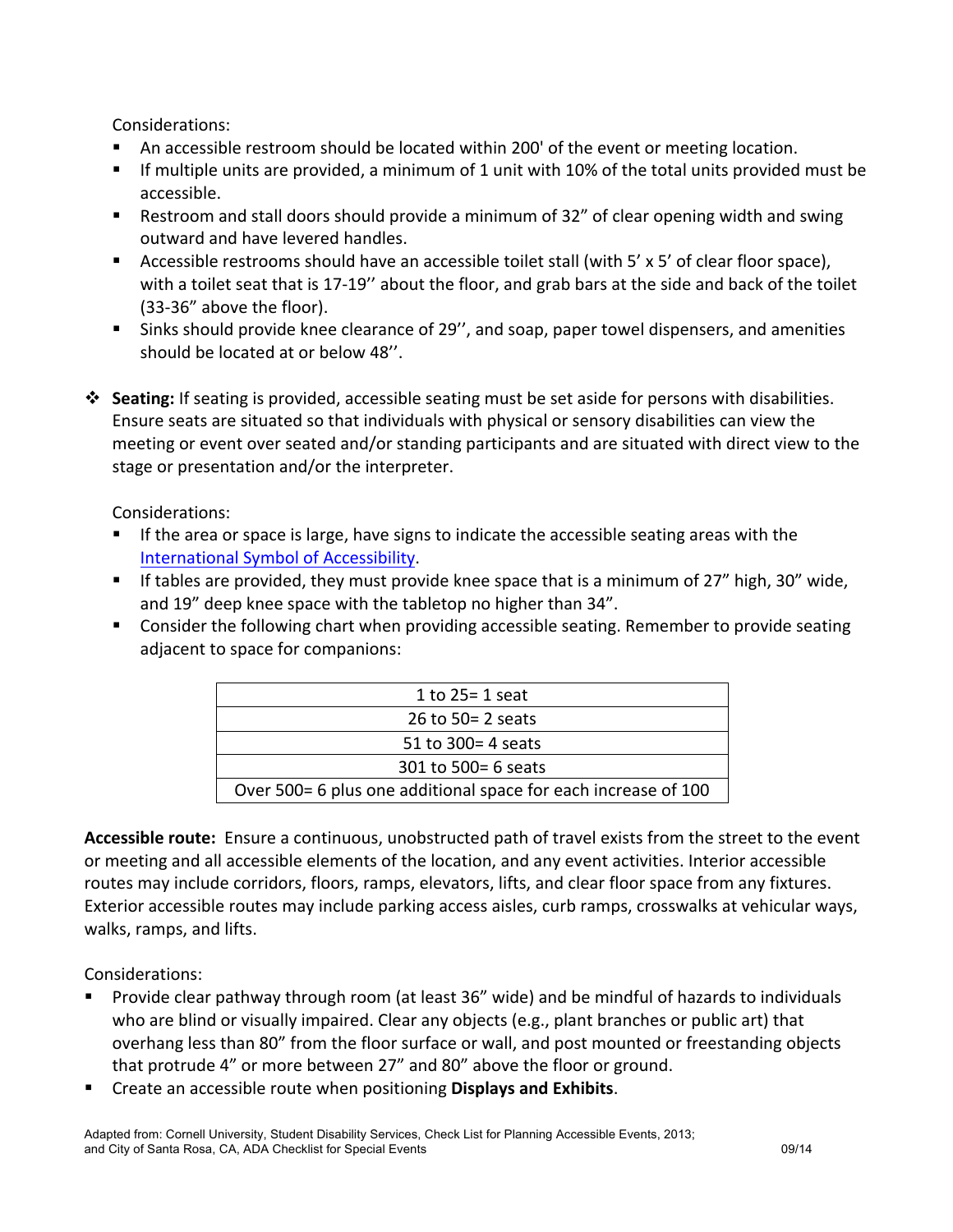Considerations:

- An accessible restroom should be located within 200' of the event or meeting location.
- If multiple units are provided, a minimum of 1 unit with 10% of the total units provided must be accessible.
- Restroom and stall doors should provide a minimum of 32" of clear opening width and swing outward and have levered handles.
- Accessible restrooms should have an accessible toilet stall (with 5' x 5' of clear floor space), with a toilet seat that is 17-19'' about the floor, and grab bars at the side and back of the toilet (33-36" above the floor).
- Sinks should provide knee clearance of 29'', and soap, paper towel dispensers, and amenities should be located at or below 48''.

❖ **Seating:** If seating is provided, accessible seating must be set aside for persons with disabilities. Ensure seats are situated so that individuals with physical or sensory disabilities can view the meeting or event over seated and/or standing participants and are situated with direct view to the stage or presentation and/or the interpreter.

Considerations:

- If the area or space is large, have signs to indicate the accessible seating areas with the [International Symbol of Accessibility](#).
- If tables are provided, they must provide knee space that is a minimum of 27" high, 30" wide, and 19" deep knee space with the tabletop no higher than 34".
- Consider the following chart when providing accessible seating. Remember to provide seating adjacent to space for companions:

| 1 to 25= 1 seat |
|---|
| 26 to 50= 2 seats |
| 51 to 300= 4 seats |
| 301 to 500= 6 seats |
| Over 500= 6 plus one additional space for each increase of 100 |

**Accessible route:** Ensure a continuous, unobstructed path of travel exists from the street to the event or meeting and all accessible elements of the location, and any event activities. Interior accessible routes may include corridors, floors, ramps, elevators, lifts, and clear floor space from any fixtures. Exterior accessible routes may include parking access aisles, curb ramps, crosswalks at vehicular ways, walks, ramps, and lifts.

Considerations:

- Provide clear pathway through room (at least 36" wide) and be mindful of hazards to individuals who are blind or visually impaired. Clear any objects (e.g., plant branches or public art) that overhang less than 80" from the floor surface or wall, and post mounted or freestanding objects that protrude 4" or more between 27" and 80" above the floor or ground.
- Create an accessible route when positioning **Displays and Exhibits**.

Adapted from: Cornell University, Student Disability Services, Check List for Planning Accessible Events, 2013; and City of Santa Rosa, CA, ADA Checklist for Special Events 09/14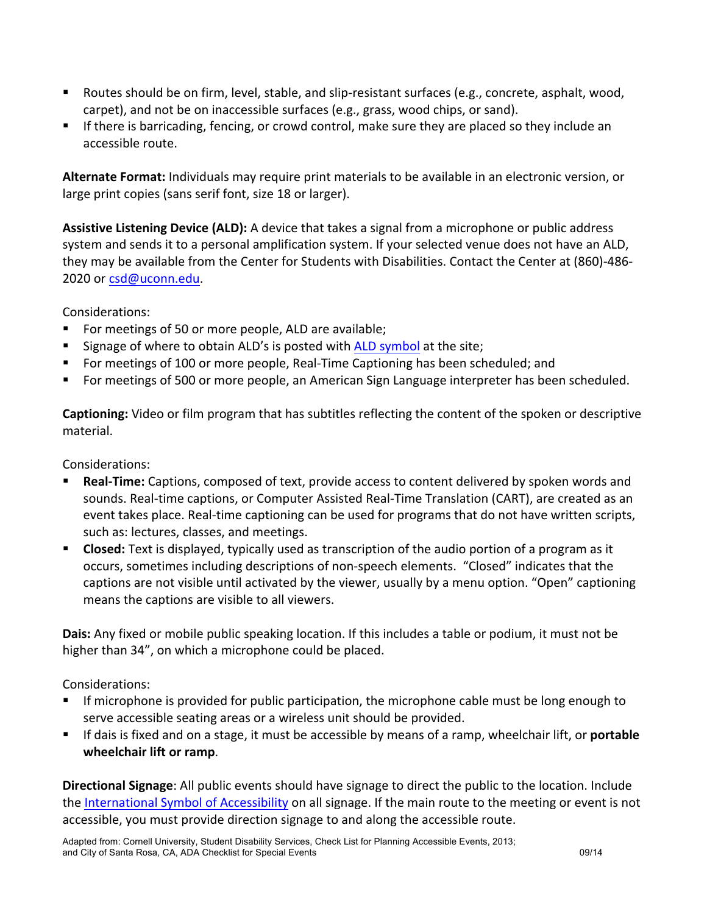- Routes should be on firm, level, stable, and slip-resistant surfaces (e.g., concrete, asphalt, wood, carpet), and not be on inaccessible surfaces (e.g., grass, wood chips, or sand).
- If there is barricading, fencing, or crowd control, make sure they are placed so they include an accessible route.

**Alternate Format:** Individuals may require print materials to be available in an electronic version, or large print copies (sans serif font, size 18 or larger).

**Assistive Listening Device (ALD):** A device that takes a signal from a microphone or public address system and sends it to a personal amplification system. If your selected venue does not have an ALD, they may be available from the Center for Students with Disabilities. Contact the Center at (860)-486-2020 or csd@uconn.edu.

Considerations:

- For meetings of 50 or more people, ALD are available;
- Signage of where to obtain ALD's is posted with ALD symbol at the site;
- For meetings of 100 or more people, Real-Time Captioning has been scheduled; and
- For meetings of 500 or more people, an American Sign Language interpreter has been scheduled.

**Captioning:** Video or film program that has subtitles reflecting the content of the spoken or descriptive material.

Considerations:

- **Real-Time:** Captions, composed of text, provide access to content delivered by spoken words and sounds. Real-time captions, or Computer Assisted Real-Time Translation (CART), are created as an event takes place. Real-time captioning can be used for programs that do not have written scripts, such as: lectures, classes, and meetings.
- **Closed:** Text is displayed, typically used as transcription of the audio portion of a program as it occurs, sometimes including descriptions of non-speech elements. "Closed" indicates that the captions are not visible until activated by the viewer, usually by a menu option. "Open" captioning means the captions are visible to all viewers.

**Dais:** Any fixed or mobile public speaking location. If this includes a table or podium, it must not be higher than 34", on which a microphone could be placed.

Considerations:

- If microphone is provided for public participation, the microphone cable must be long enough to serve accessible seating areas or a wireless unit should be provided.
- If dais is fixed and on a stage, it must be accessible by means of a ramp, wheelchair lift, or **portable wheelchair lift or ramp**.

**Directional Signage**: All public events should have signage to direct the public to the location. Include the International Symbol of Accessibility on all signage. If the main route to the meeting or event is not accessible, you must provide direction signage to and along the accessible route.

Adapted from: Cornell University, Student Disability Services, Check List for Planning Accessible Events, 2013; and City of Santa Rosa, CA, ADA Checklist for Special Events 09/14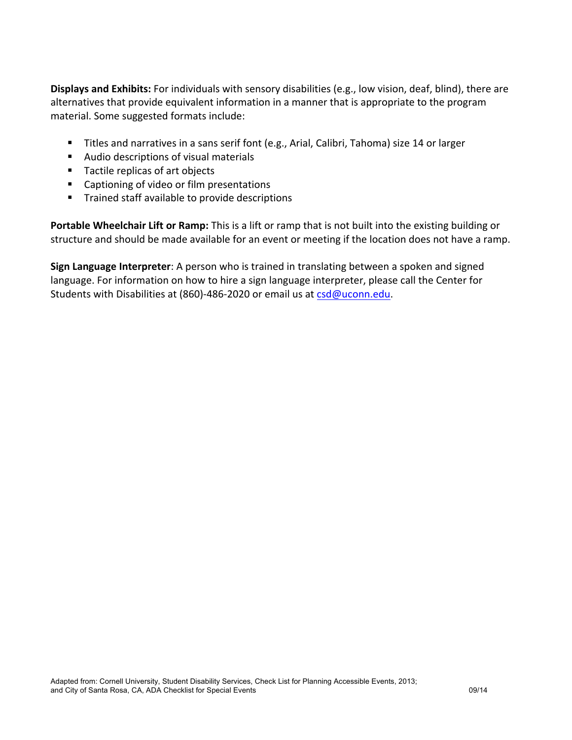**Displays and Exhibits:** For individuals with sensory disabilities (e.g., low vision, deaf, blind), there are alternatives that provide equivalent information in a manner that is appropriate to the program material. Some suggested formats include:

- Titles and narratives in a sans serif font (e.g., Arial, Calibri, Tahoma) size 14 or larger
- Audio descriptions of visual materials
- Tactile replicas of art objects
- Captioning of video or film presentations
- Trained staff available to provide descriptions

**Portable Wheelchair Lift or Ramp:** This is a lift or ramp that is not built into the existing building or structure and should be made available for an event or meeting if the location does not have a ramp.

**Sign Language Interpreter**: A person who is trained in translating between a spoken and signed language. For information on how to hire a sign language interpreter, please call the Center for Students with Disabilities at (860)-486-2020 or email us at csd@uconn.edu.

Adapted from: Cornell University, Student Disability Services, Check List for Planning Accessible Events, 2013; and City of Santa Rosa, CA, ADA Checklist for Special Events 09/14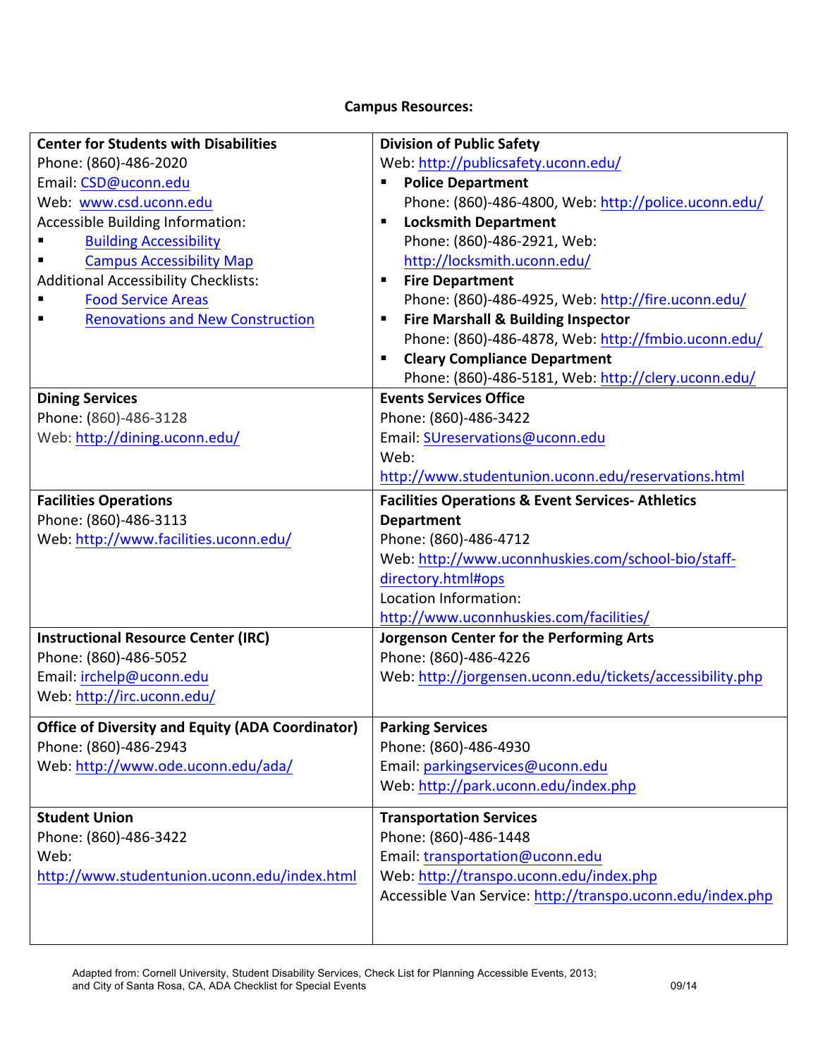**Campus Resources:**

| | |
|---|---|
| **Center for Students with Disabilities**<br>Phone: (860)-486-2020<br>Email: CSD@uconn.edu<br>Web: www.csd.uconn.edu<br>Accessible Building Information:<br>▪ Building Accessibility<br>▪ Campus Accessibility Map<br>Additional Accessibility Checklists:<br>▪ Food Service Areas<br>▪ Renovations and New Construction | **Division of Public Safety**<br>Web: http://publicsafety.uconn.edu/<br>▪ **Police Department**<br>Phone: (860)-486-4800, Web: http://police.uconn.edu/<br>▪ **Locksmith Department**<br>Phone: (860)-486-2921, Web: http://locksmith.uconn.edu/<br>▪ **Fire Department**<br>Phone: (860)-486-4925, Web: http://fire.uconn.edu/<br>▪ **Fire Marshall & Building Inspector**<br>Phone: (860)-486-4878, Web: http://fmbio.uconn.edu/<br>▪ **Cleary Compliance Department**<br>Phone: (860)-486-5181, Web: http://clery.uconn.edu/ |
| **Dining Services**<br>Phone: (860)-486-3128<br>Web: http://dining.uconn.edu/ | **Events Services Office**<br>Phone: (860)-486-3422<br>Email: SUreservations@uconn.edu<br>Web: http://www.studentunion.uconn.edu/reservations.html |
| **Facilities Operations**<br>Phone: (860)-486-3113<br>Web: http://www.facilities.uconn.edu/ | **Facilities Operations & Event Services- Athletics Department**<br>Phone: (860)-486-4712<br>Web: http://www.uconnhuskies.com/school-bio/staff-directory.html#ops<br>Location Information: http://www.uconnhuskies.com/facilities/ |
| **Instructional Resource Center (IRC)**<br>Phone: (860)-486-5052<br>Email: irchelp@uconn.edu<br>Web: http://irc.uconn.edu/ | **Jorgenson Center for the Performing Arts**<br>Phone: (860)-486-4226<br>Web: http://jorgensen.uconn.edu/tickets/accessibility.php |
| **Office of Diversity and Equity (ADA Coordinator)**<br>Phone: (860)-486-2943<br>Web: http://www.ode.uconn.edu/ada/ | **Parking Services**<br>Phone: (860)-486-4930<br>Email: parkingservices@uconn.edu<br>Web: http://park.uconn.edu/index.php |
| **Student Union**<br>Phone: (860)-486-3422<br>Web: http://www.studentunion.uconn.edu/index.html | **Transportation Services**<br>Phone: (860)-486-1448<br>Email: transportation@uconn.edu<br>Web: http://transpo.uconn.edu/index.php<br>Accessible Van Service: http://transpo.uconn.edu/index.php |

Adapted from: Cornell University, Student Disability Services, Check List for Planning Accessible Events, 2013; and City of Santa Rosa, CA, ADA Checklist for Special Events

09/14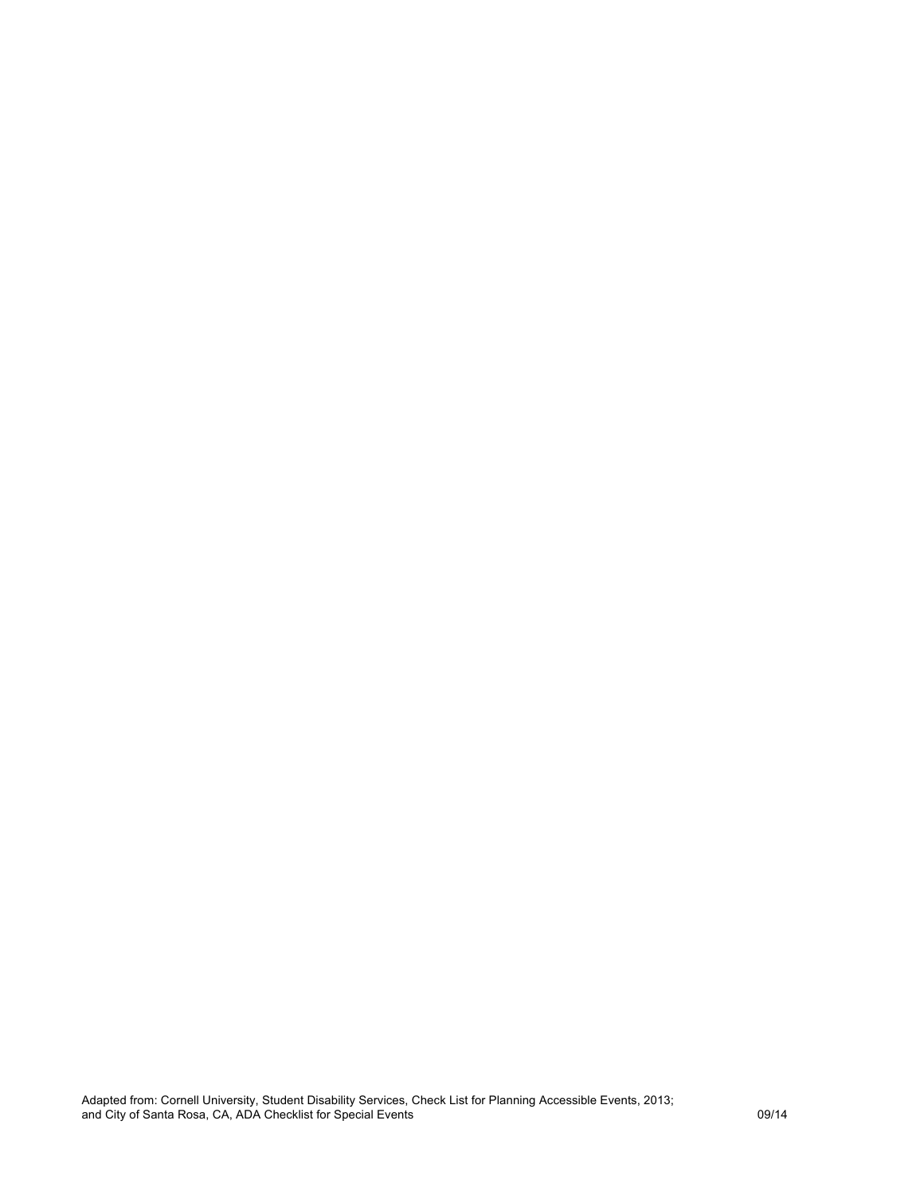Adapted from: Cornell University, Student Disability Services, Check List for Planning Accessible Events, 2013;
and City of Santa Rosa, CA, ADA Checklist for Special Events

09/14